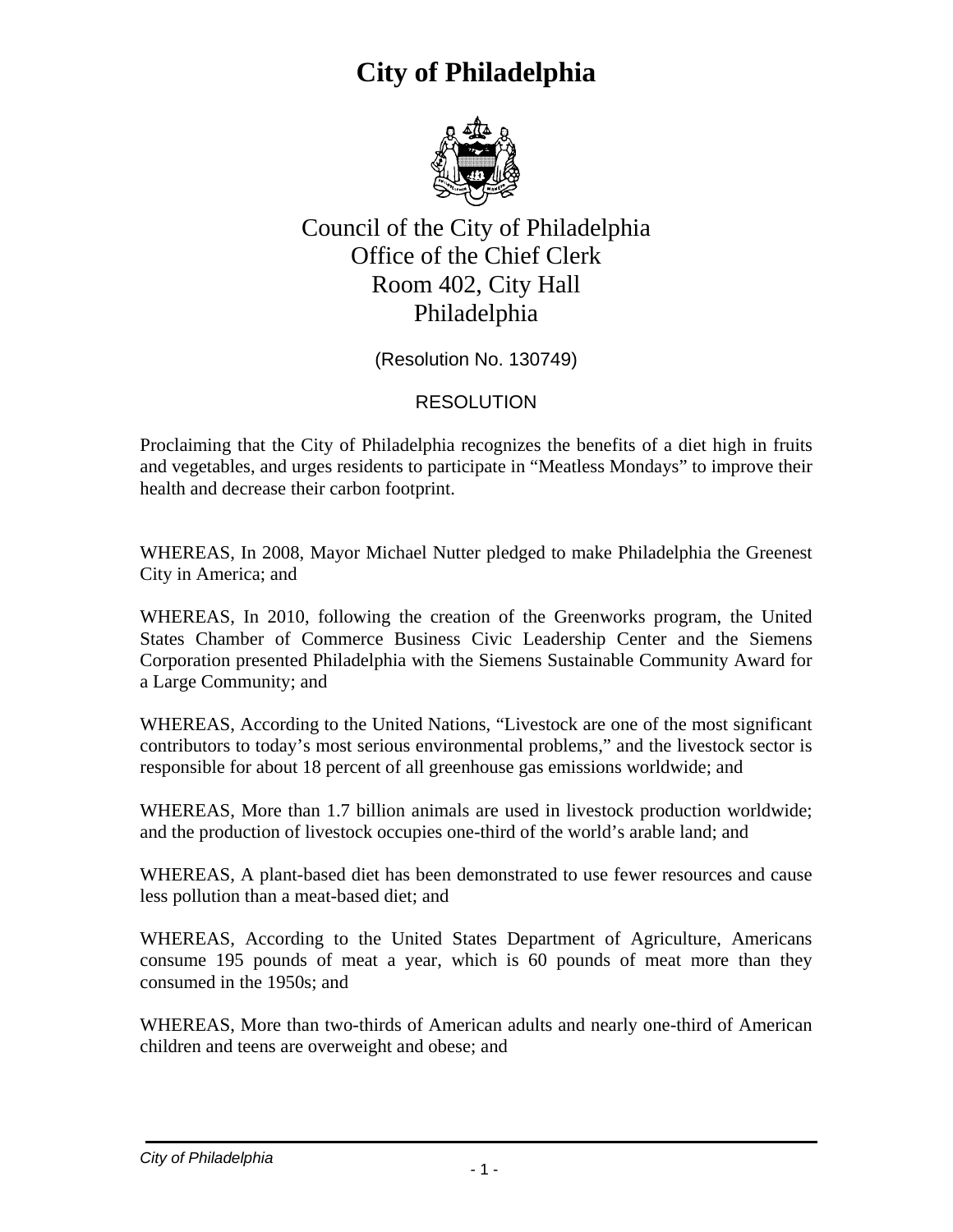# City of Philadelphia

Council of the City of Philadelphia
Office of the Chief Clerk
Room 402, City Hall
Philadelphia

(Resolution No. 130749)

RESOLUTION

Proclaiming that the City of Philadelphia recognizes the benefits of a diet high in fruits and vegetables, and urges residents to participate in "Meatless Mondays" to improve their health and decrease their carbon footprint.

WHEREAS, In 2008, Mayor Michael Nutter pledged to make Philadelphia the Greenest City in America; and

WHEREAS, In 2010, following the creation of the Greenworks program, the United States Chamber of Commerce Business Civic Leadership Center and the Siemens Corporation presented Philadelphia with the Siemens Sustainable Community Award for a Large Community; and

WHEREAS, According to the United Nations, "Livestock are one of the most significant contributors to today's most serious environmental problems," and the livestock sector is responsible for about 18 percent of all greenhouse gas emissions worldwide; and

WHEREAS, More than 1.7 billion animals are used in livestock production worldwide; and the production of livestock occupies one-third of the world's arable land; and

WHEREAS, A plant-based diet has been demonstrated to use fewer resources and cause less pollution than a meat-based diet; and

WHEREAS, According to the United States Department of Agriculture, Americans consume 195 pounds of meat a year, which is 60 pounds of meat more than they consumed in the 1950s; and

WHEREAS, More than two-thirds of American adults and nearly one-third of American children and teens are overweight and obese; and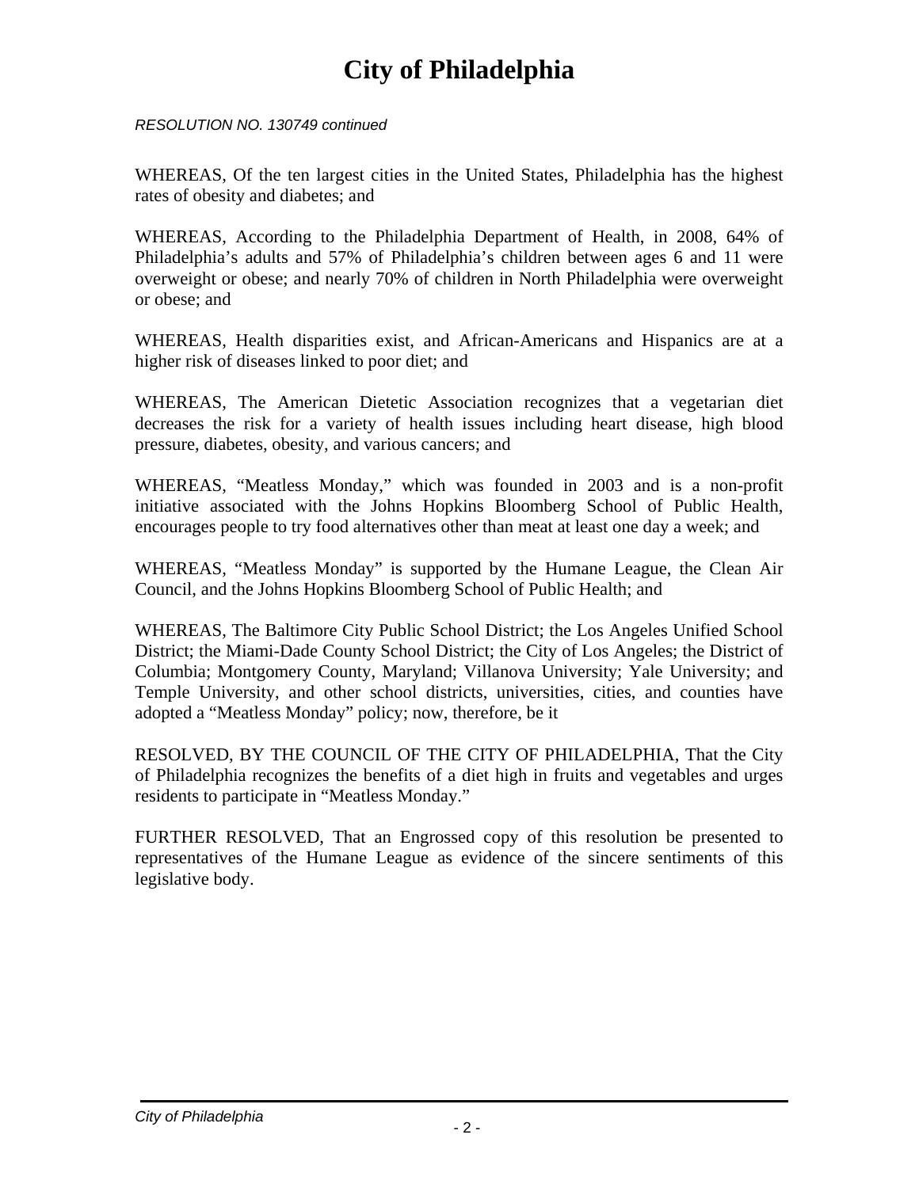*RESOLUTION NO. 130749 continued*

WHEREAS, Of the ten largest cities in the United States, Philadelphia has the highest rates of obesity and diabetes; and

WHEREAS, According to the Philadelphia Department of Health, in 2008, 64% of Philadelphia's adults and 57% of Philadelphia's children between ages 6 and 11 were overweight or obese; and nearly 70% of children in North Philadelphia were overweight or obese; and

WHEREAS, Health disparities exist, and African-Americans and Hispanics are at a higher risk of diseases linked to poor diet; and

WHEREAS, The American Dietetic Association recognizes that a vegetarian diet decreases the risk for a variety of health issues including heart disease, high blood pressure, diabetes, obesity, and various cancers; and

WHEREAS, "Meatless Monday," which was founded in 2003 and is a non-profit initiative associated with the Johns Hopkins Bloomberg School of Public Health, encourages people to try food alternatives other than meat at least one day a week; and

WHEREAS, "Meatless Monday" is supported by the Humane League, the Clean Air Council, and the Johns Hopkins Bloomberg School of Public Health; and

WHEREAS, The Baltimore City Public School District; the Los Angeles Unified School District; the Miami-Dade County School District; the City of Los Angeles; the District of Columbia; Montgomery County, Maryland; Villanova University; Yale University; and Temple University, and other school districts, universities, cities, and counties have adopted a "Meatless Monday" policy; now, therefore, be it

RESOLVED, BY THE COUNCIL OF THE CITY OF PHILADELPHIA, That the City of Philadelphia recognizes the benefits of a diet high in fruits and vegetables and urges residents to participate in "Meatless Monday."

FURTHER RESOLVED, That an Engrossed copy of this resolution be presented to representatives of the Humane League as evidence of the sincere sentiments of this legislative body.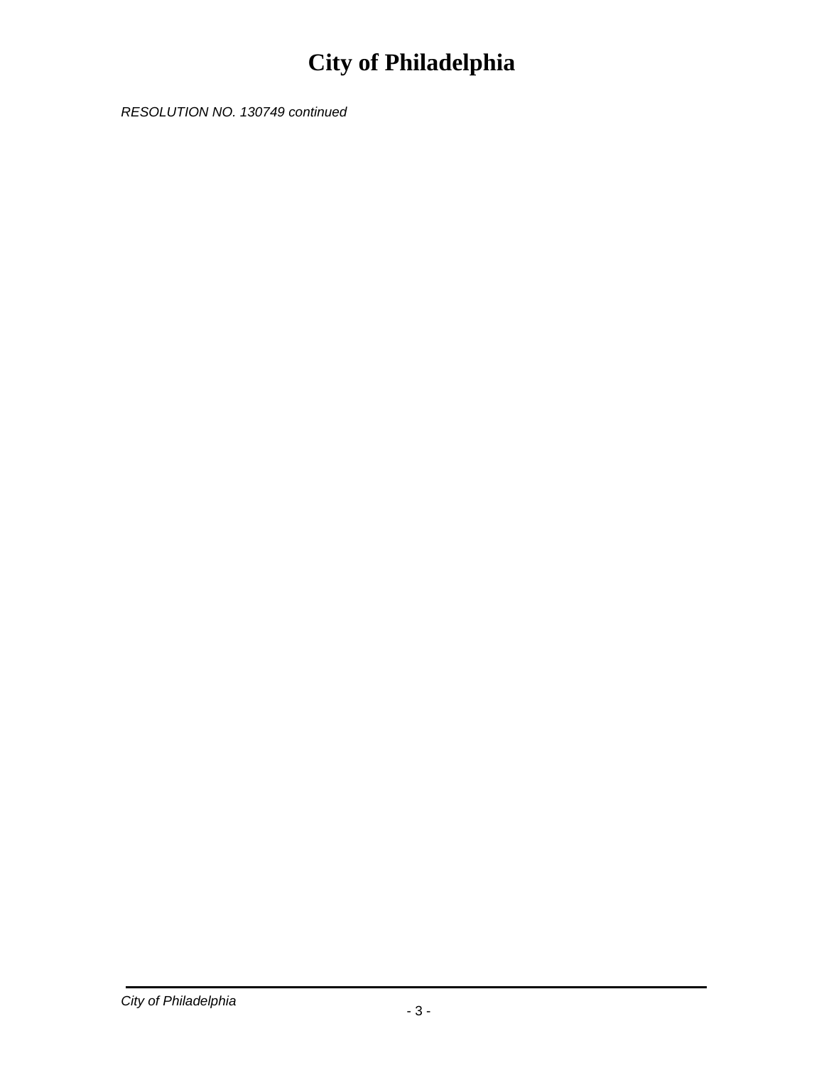*RESOLUTION NO. 130749 continued*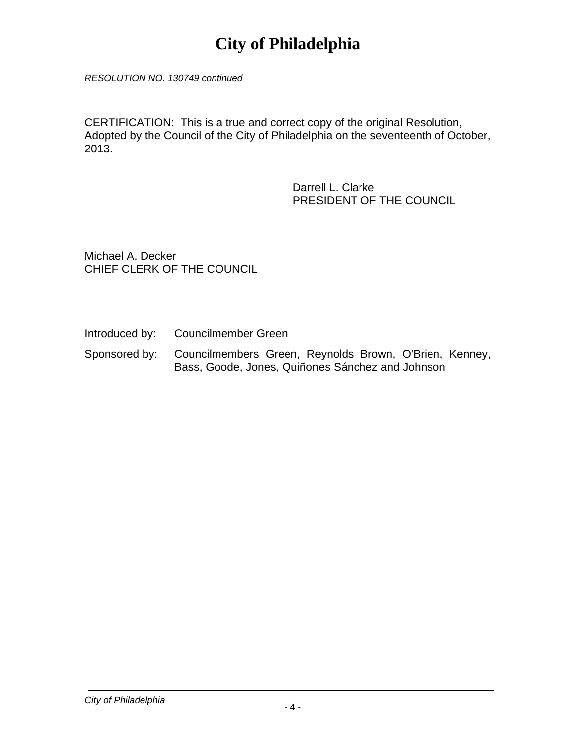# City of Philadelphia

*RESOLUTION NO. 130749 continued*

CERTIFICATION: This is a true and correct copy of the original Resolution, Adopted by the Council of the City of Philadelphia on the seventeenth of October, 2013.

Darrell L. Clarke
PRESIDENT OF THE COUNCIL

Michael A. Decker
CHIEF CLERK OF THE COUNCIL

Introduced by: Councilmember Green

Sponsored by: Councilmembers Green, Reynolds Brown, O'Brien, Kenney, Bass, Goode, Jones, Quiñones Sánchez and Johnson